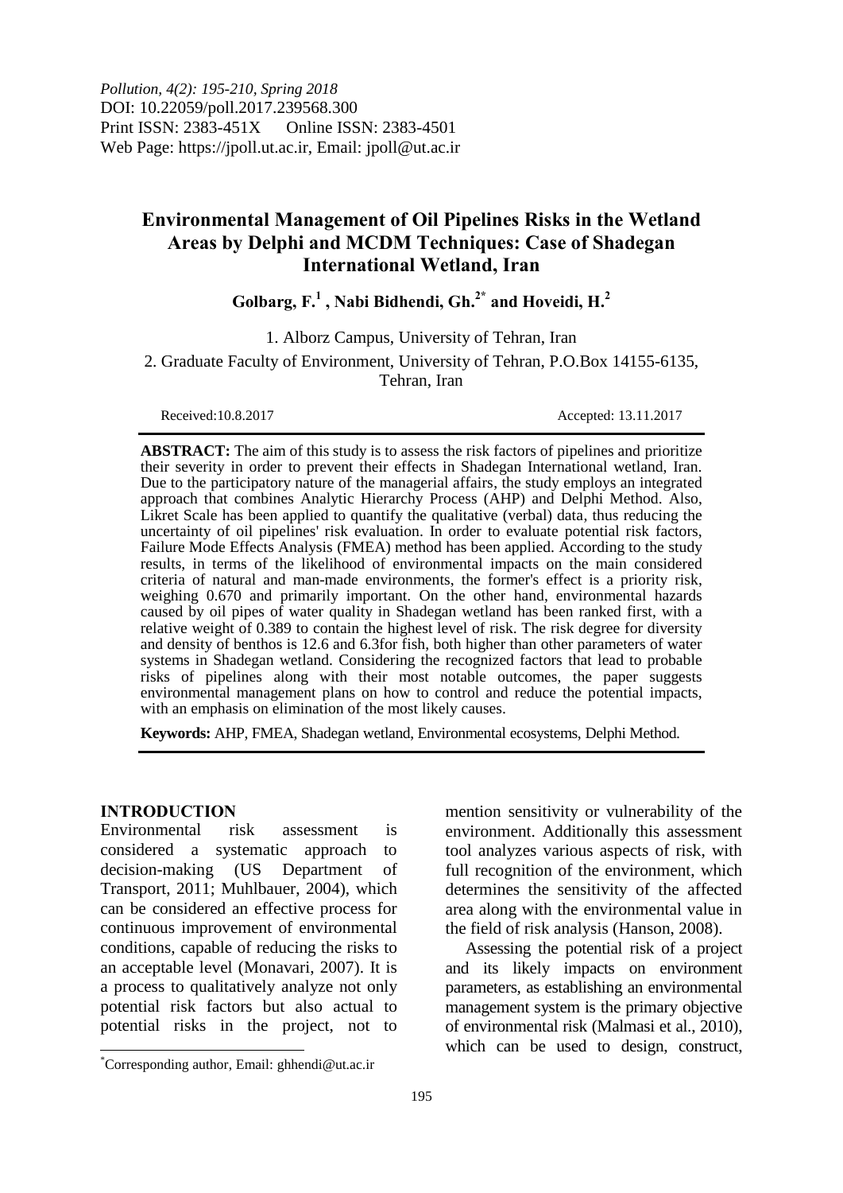*Pollution, 4(2): 195-210, Spring 2018*
DOI: 10.22059/poll.2017.239568.300
Print ISSN: 2383-451X Online ISSN: 2383-4501
Web Page: https://jpoll.ut.ac.ir, Email: jpoll@ut.ac.ir

# Environmental Management of Oil Pipelines Risks in the Wetland Areas by Delphi and MCDM Techniques: Case of Shadegan International Wetland, Iran

**Golbarg, F.[1], Nabi Bidhendi, Gh.[2*] and Hoveidi, H.[2]**

1. Alborz Campus, University of Tehran, Iran

2. Graduate Faculty of Environment, University of Tehran, P.O.Box 14155-6135, Tehran, Iran

Received:10.8.2017 Accepted: 13.11.2017

**ABSTRACT:** The aim of this study is to assess the risk factors of pipelines and prioritize their severity in order to prevent their effects in Shadegan International wetland, Iran. Due to the participatory nature of the managerial affairs, the study employs an integrated approach that combines Analytic Hierarchy Process (AHP) and Delphi Method. Also, Likret Scale has been applied to quantify the qualitative (verbal) data, thus reducing the uncertainty of oil pipelines' risk evaluation. In order to evaluate potential risk factors, Failure Mode Effects Analysis (FMEA) method has been applied. According to the study results, in terms of the likelihood of environmental impacts on the main considered criteria of natural and man-made environments, the former's effect is a priority risk, weighing 0.670 and primarily important. On the other hand, environmental hazards caused by oil pipes of water quality in Shadegan wetland has been ranked first, with a relative weight of 0.389 to contain the highest level of risk. The risk degree for diversity and density of benthos is 12.6 and 6.3for fish, both higher than other parameters of water systems in Shadegan wetland. Considering the recognized factors that lead to probable risks of pipelines along with their most notable outcomes, the paper suggests environmental management plans on how to control and reduce the potential impacts, with an emphasis on elimination of the most likely causes.

**Keywords:** AHP, FMEA, Shadegan wetland, Environmental ecosystems, Delphi Method.

## INTRODUCTION

Environmental risk assessment is considered a systematic approach to decision-making (US Department of Transport, 2011; Muhlbauer, 2004), which can be considered an effective process for continuous improvement of environmental conditions, capable of reducing the risks to an acceptable level (Monavari, 2007). It is a process to qualitatively analyze not only potential risk factors but also actual to potential risks in the project, not to mention sensitivity or vulnerability of the environment. Additionally this assessment tool analyzes various aspects of risk, with full recognition of the environment, which determines the sensitivity of the affected area along with the environmental value in the field of risk analysis (Hanson, 2008).

Assessing the potential risk of a project and its likely impacts on environment parameters, as establishing an environmental management system is the primary objective of environmental risk (Malmasi et al., 2010), which can be used to design, construct,

[*]Corresponding author, Email: ghhendi@ut.ac.ir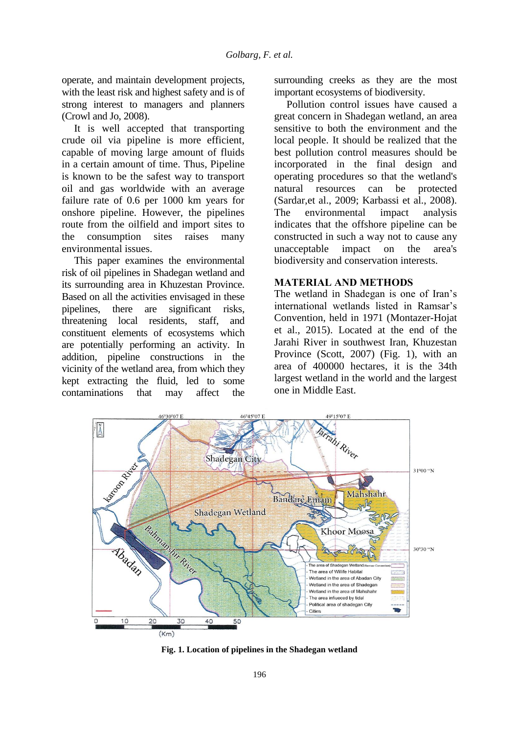operate, and maintain development projects, with the least risk and highest safety and is of strong interest to managers and planners (Crowl and Jo, 2008).

It is well accepted that transporting crude oil via pipeline is more efficient, capable of moving large amount of fluids in a certain amount of time. Thus, Pipeline is known to be the safest way to transport oil and gas worldwide with an average failure rate of 0.6 per 1000 km years for onshore pipeline. However, the pipelines route from the oilfield and import sites to the consumption sites raises many environmental issues.

This paper examines the environmental risk of oil pipelines in Shadegan wetland and its surrounding area in Khuzestan Province. Based on all the activities envisaged in these pipelines, there are significant risks, threatening local residents, staff, and constituent elements of ecosystems which are potentially performing an activity. In addition, pipeline constructions in the vicinity of the wetland area, from which they kept extracting the fluid, led to some contaminations that may affect the surrounding creeks as they are the most important ecosystems of biodiversity.

Pollution control issues have caused a great concern in Shadegan wetland, an area sensitive to both the environment and the local people. It should be realized that the best pollution control measures should be incorporated in the final design and operating procedures so that the wetland's natural resources can be protected (Sardar,et al., 2009; Karbassi et al., 2008). The environmental impact analysis indicates that the offshore pipeline can be constructed in such a way not to cause any unacceptable impact on the area's biodiversity and conservation interests.

## MATERIAL AND METHODS

The wetland in Shadegan is one of Iran's international wetlands listed in Ramsar's Convention, held in 1971 (Montazer-Hojat et al., 2015). Located at the end of the Jarahi River in southwest Iran, Khuzestan Province (Scott, 2007) (Fig. 1), with an area of 400000 hectares, it is the 34th largest wetland in the world and the largest one in Middle East.

**Fig. 1. Location of pipelines in the Shadegan wetland**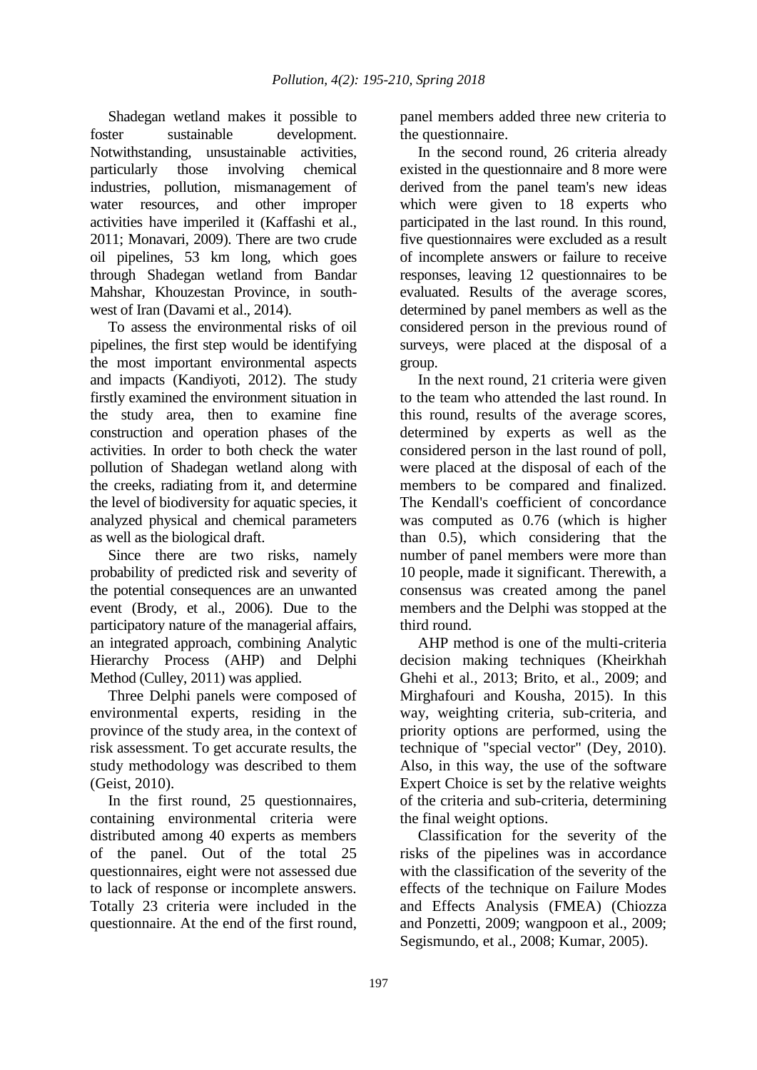Shadegan wetland makes it possible to foster sustainable development. Notwithstanding, unsustainable activities, particularly those involving chemical industries, pollution, mismanagement of water resources, and other improper activities have imperiled it (Kaffashi et al., 2011; Monavari, 2009). There are two crude oil pipelines, 53 km long, which goes through Shadegan wetland from Bandar Mahshar, Khouzestan Province, in south-west of Iran (Davami et al., 2014).

To assess the environmental risks of oil pipelines, the first step would be identifying the most important environmental aspects and impacts (Kandiyoti, 2012). The study firstly examined the environment situation in the study area, then to examine fine construction and operation phases of the activities. In order to both check the water pollution of Shadegan wetland along with the creeks, radiating from it, and determine the level of biodiversity for aquatic species, it analyzed physical and chemical parameters as well as the biological draft.

Since there are two risks, namely probability of predicted risk and severity of the potential consequences are an unwanted event (Brody, et al., 2006). Due to the participatory nature of the managerial affairs, an integrated approach, combining Analytic Hierarchy Process (AHP) and Delphi Method (Culley, 2011) was applied.

Three Delphi panels were composed of environmental experts, residing in the province of the study area, in the context of risk assessment. To get accurate results, the study methodology was described to them (Geist, 2010).

In the first round, 25 questionnaires, containing environmental criteria were distributed among 40 experts as members of the panel. Out of the total 25 questionnaires, eight were not assessed due to lack of response or incomplete answers. Totally 23 criteria were included in the questionnaire. At the end of the first round, panel members added three new criteria to the questionnaire.

In the second round, 26 criteria already existed in the questionnaire and 8 more were derived from the panel team's new ideas which were given to 18 experts who participated in the last round. In this round, five questionnaires were excluded as a result of incomplete answers or failure to receive responses, leaving 12 questionnaires to be evaluated. Results of the average scores, determined by panel members as well as the considered person in the previous round of surveys, were placed at the disposal of a group.

In the next round, 21 criteria were given to the team who attended the last round. In this round, results of the average scores, determined by experts as well as the considered person in the last round of poll, were placed at the disposal of each of the members to be compared and finalized. The Kendall's coefficient of concordance was computed as 0.76 (which is higher than 0.5), which considering that the number of panel members were more than 10 people, made it significant. Therewith, a consensus was created among the panel members and the Delphi was stopped at the third round.

AHP method is one of the multi-criteria decision making techniques (Kheirkhah Ghehi et al., 2013; Brito, et al., 2009; and Mirghafouri and Kousha, 2015). In this way, weighting criteria, sub-criteria, and priority options are performed, using the technique of "special vector" (Dey, 2010). Also, in this way, the use of the software Expert Choice is set by the relative weights of the criteria and sub-criteria, determining the final weight options.

Classification for the severity of the risks of the pipelines was in accordance with the classification of the severity of the effects of the technique on Failure Modes and Effects Analysis (FMEA) (Chiozza and Ponzetti, 2009; wangpoon et al., 2009; Segismundo, et al., 2008; Kumar, 2005).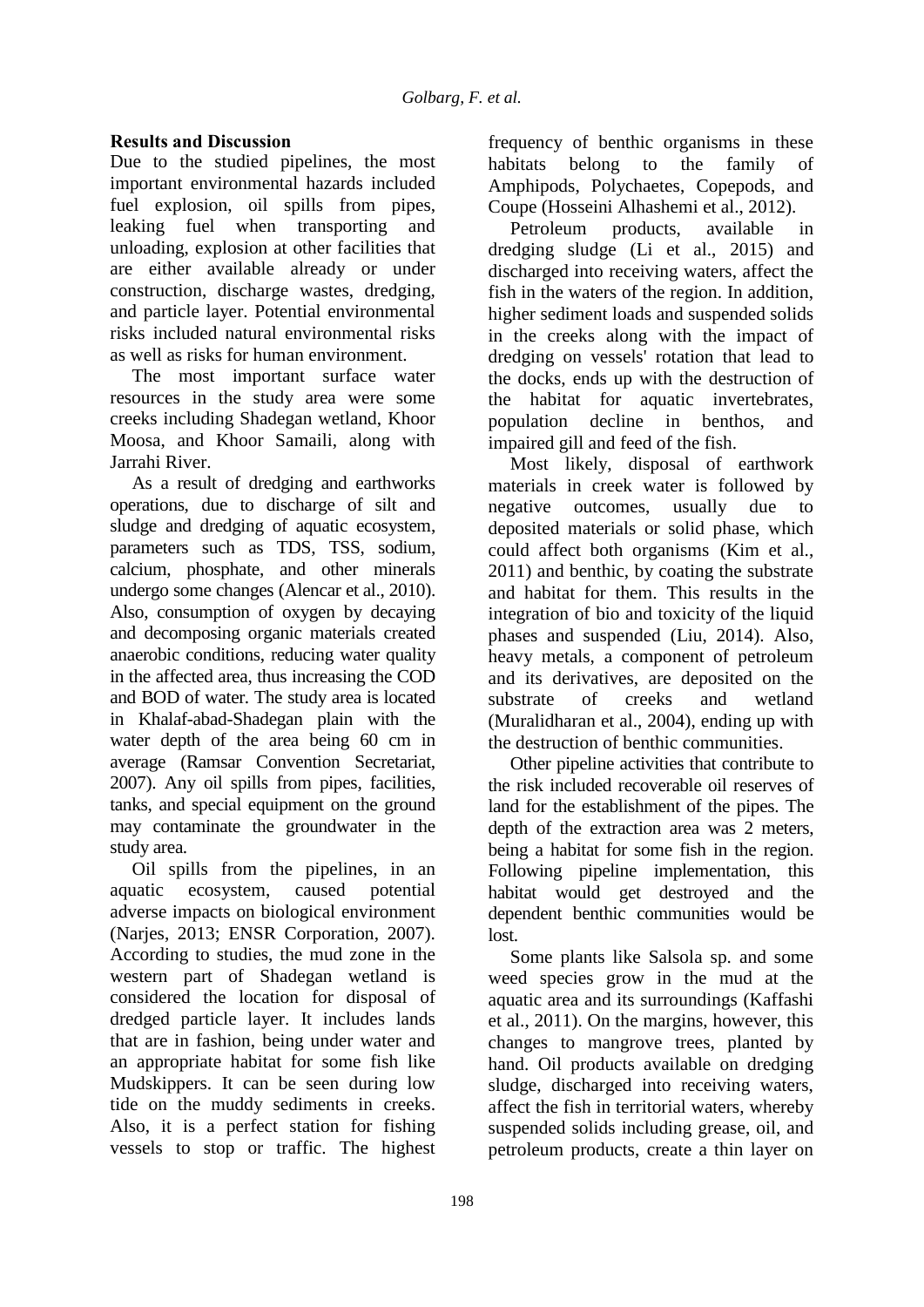## Results and Discussion

Due to the studied pipelines, the most important environmental hazards included fuel explosion, oil spills from pipes, leaking fuel when transporting and unloading, explosion at other facilities that are either available already or under construction, discharge wastes, dredging, and particle layer. Potential environmental risks included natural environmental risks as well as risks for human environment.

The most important surface water resources in the study area were some creeks including Shadegan wetland, Khoor Moosa, and Khoor Samaili, along with Jarrahi River.

As a result of dredging and earthworks operations, due to discharge of silt and sludge and dredging of aquatic ecosystem, parameters such as TDS, TSS, sodium, calcium, phosphate, and other minerals undergo some changes (Alencar et al., 2010). Also, consumption of oxygen by decaying and decomposing organic materials created anaerobic conditions, reducing water quality in the affected area, thus increasing the COD and BOD of water. The study area is located in Khalaf-abad-Shadegan plain with the water depth of the area being 60 cm in average (Ramsar Convention Secretariat, 2007). Any oil spills from pipes, facilities, tanks, and special equipment on the ground may contaminate the groundwater in the study area.

Oil spills from the pipelines, in an aquatic ecosystem, caused potential adverse impacts on biological environment (Narjes, 2013; ENSR Corporation, 2007). According to studies, the mud zone in the western part of Shadegan wetland is considered the location for disposal of dredged particle layer. It includes lands that are in fashion, being under water and an appropriate habitat for some fish like Mudskippers. It can be seen during low tide on the muddy sediments in creeks. Also, it is a perfect station for fishing vessels to stop or traffic. The highest frequency of benthic organisms in these habitats belong to the family of Amphipods, Polychaetes, Copepods, and Coupe (Hosseini Alhashemi et al., 2012).

Petroleum products, available in dredging sludge (Li et al., 2015) and discharged into receiving waters, affect the fish in the waters of the region. In addition, higher sediment loads and suspended solids in the creeks along with the impact of dredging on vessels' rotation that lead to the docks, ends up with the destruction of the habitat for aquatic invertebrates, population decline in benthos, and impaired gill and feed of the fish.

Most likely, disposal of earthwork materials in creek water is followed by negative outcomes, usually due to deposited materials or solid phase, which could affect both organisms (Kim et al., 2011) and benthic, by coating the substrate and habitat for them. This results in the integration of bio and toxicity of the liquid phases and suspended (Liu, 2014). Also, heavy metals, a component of petroleum and its derivatives, are deposited on the substrate of creeks and wetland (Muralidharan et al., 2004), ending up with the destruction of benthic communities.

Other pipeline activities that contribute to the risk included recoverable oil reserves of land for the establishment of the pipes. The depth of the extraction area was 2 meters, being a habitat for some fish in the region. Following pipeline implementation, this habitat would get destroyed and the dependent benthic communities would be lost.

Some plants like Salsola sp. and some weed species grow in the mud at the aquatic area and its surroundings (Kaffashi et al., 2011). On the margins, however, this changes to mangrove trees, planted by hand. Oil products available on dredging sludge, discharged into receiving waters, affect the fish in territorial waters, whereby suspended solids including grease, oil, and petroleum products, create a thin layer on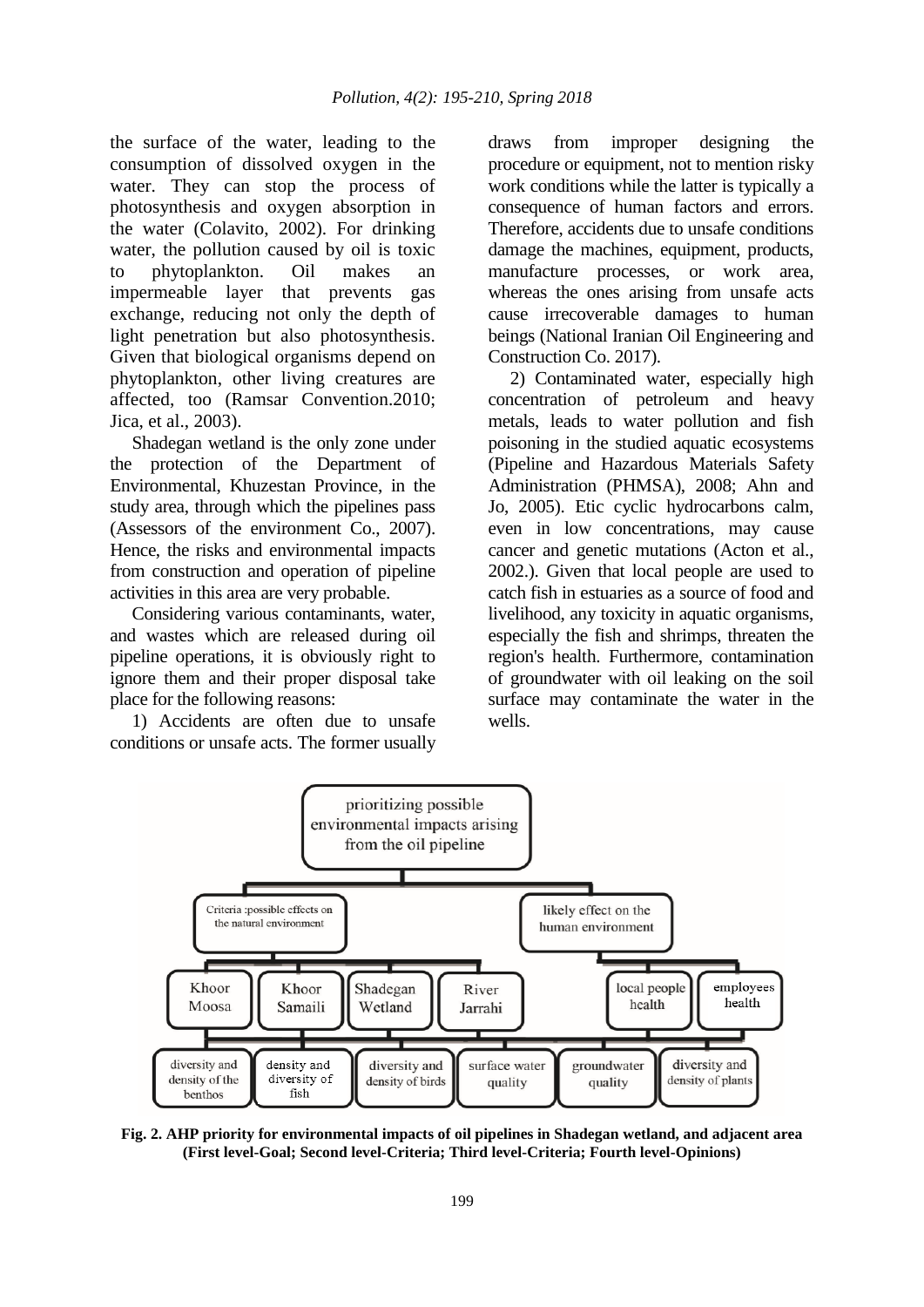the surface of the water, leading to the consumption of dissolved oxygen in the water. They can stop the process of photosynthesis and oxygen absorption in the water (Colavito, 2002). For drinking water, the pollution caused by oil is toxic to phytoplankton. Oil makes an impermeable layer that prevents gas exchange, reducing not only the depth of light penetration but also photosynthesis. Given that biological organisms depend on phytoplankton, other living creatures are affected, too (Ramsar Convention.2010; Jica, et al., 2003).

Shadegan wetland is the only zone under the protection of the Department of Environmental, Khuzestan Province, in the study area, through which the pipelines pass (Assessors of the environment Co., 2007). Hence, the risks and environmental impacts from construction and operation of pipeline activities in this area are very probable.

Considering various contaminants, water, and wastes which are released during oil pipeline operations, it is obviously right to ignore them and their proper disposal take place for the following reasons:

1) Accidents are often due to unsafe conditions or unsafe acts. The former usually draws from improper designing the procedure or equipment, not to mention risky work conditions while the latter is typically a consequence of human factors and errors. Therefore, accidents due to unsafe conditions damage the machines, equipment, products, manufacture processes, or work area, whereas the ones arising from unsafe acts cause irrecoverable damages to human beings (National Iranian Oil Engineering and Construction Co. 2017).

2) Contaminated water, especially high concentration of petroleum and heavy metals, leads to water pollution and fish poisoning in the studied aquatic ecosystems (Pipeline and Hazardous Materials Safety Administration (PHMSA), 2008; Ahn and Jo, 2005). Etic cyclic hydrocarbons calm, even in low concentrations, may cause cancer and genetic mutations (Acton et al., 2002.). Given that local people are used to catch fish in estuaries as a source of food and livelihood, any toxicity in aquatic organisms, especially the fish and shrimps, threaten the region's health. Furthermore, contamination of groundwater with oil leaking on the soil surface may contaminate the water in the wells.

prioritizing possible environmental impacts arising from the oil pipeline

Criteria :possible effects on the natural environment | likely effect on the human environment

Khoor Moosa | Khoor Samaili | Shadegan Wetland | River Jarrahi | local people health | employees health

diversity and density of the benthos | density and diversity of fish | diversity and density of birds | surface water quality | groundwater quality | diversity and density of plants

**Fig. 2. AHP priority for environmental impacts of oil pipelines in Shadegan wetland, and adjacent area (First level-Goal; Second level-Criteria; Third level-Criteria; Fourth level-Opinions)**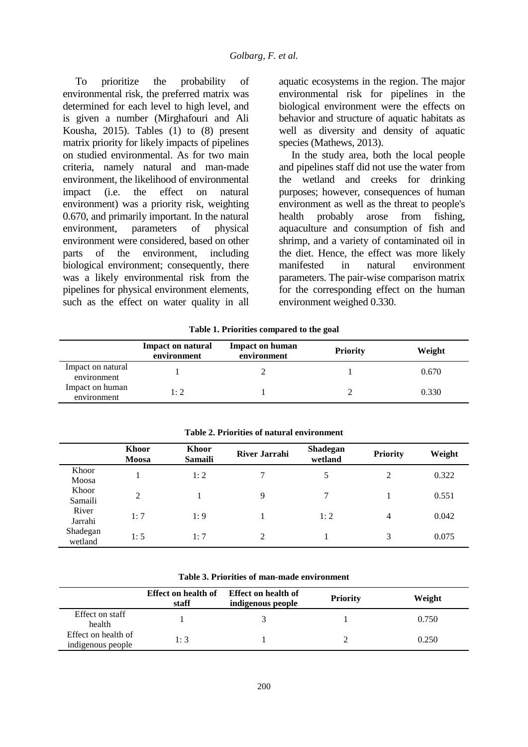To prioritize the probability of environmental risk, the preferred matrix was determined for each level to high level, and is given a number (Mirghafouri and Ali Kousha, 2015). Tables (1) to (8) present matrix priority for likely impacts of pipelines on studied environmental. As for two main criteria, namely natural and man-made environment, the likelihood of environmental impact (i.e. the effect on natural environment) was a priority risk, weighting 0.670, and primarily important. In the natural environment, parameters of physical environment were considered, based on other parts of the environment, including biological environment; consequently, there was a likely environmental risk from the pipelines for physical environment elements, such as the effect on water quality in all aquatic ecosystems in the region. The major environmental risk for pipelines in the biological environment were the effects on behavior and structure of aquatic habitats as well as diversity and density of aquatic species (Mathews, 2013).

In the study area, both the local people and pipelines staff did not use the water from the wetland and creeks for drinking purposes; however, consequences of human environment as well as the threat to people's health probably arose from fishing, aquaculture and consumption of fish and shrimp, and a variety of contaminated oil in the diet. Hence, the effect was more likely manifested in natural environment parameters. The pair-wise comparison matrix for the corresponding effect on the human environment weighed 0.330.

**Table 1. Priorities compared to the goal**

| | Impact on natural environment | Impact on human environment | Priority | Weight |
|---|---|---|---|---|
| Impact on natural environment | 1 | 2 | 1 | 0.670 |
| Impact on human environment | 1: 2 | 1 | 2 | 0.330 |

**Table 2. Priorities of natural environment**

| | Khoor Moosa | Khoor Samaili | River Jarrahi | Shadegan wetland | Priority | Weight |
|---|---|---|---|---|---|---|
| Khoor Moosa | 1 | 1: 2 | 7 | 5 | 2 | 0.322 |
| Khoor Samaili | 2 | 1 | 9 | 7 | 1 | 0.551 |
| River Jarrahi | 1: 7 | 1: 9 | 1 | 1: 2 | 4 | 0.042 |
| Shadegan wetland | 1: 5 | 1: 7 | 2 | 1 | 3 | 0.075 |

**Table 3. Priorities of man-made environment**

| | Effect on health of staff | Effect on health of indigenous people | Priority | Weight |
|---|---|---|---|---|
| Effect on staff health | 1 | 3 | 1 | 0.750 |
| Effect on health of indigenous people | 1: 3 | 1 | 2 | 0.250 |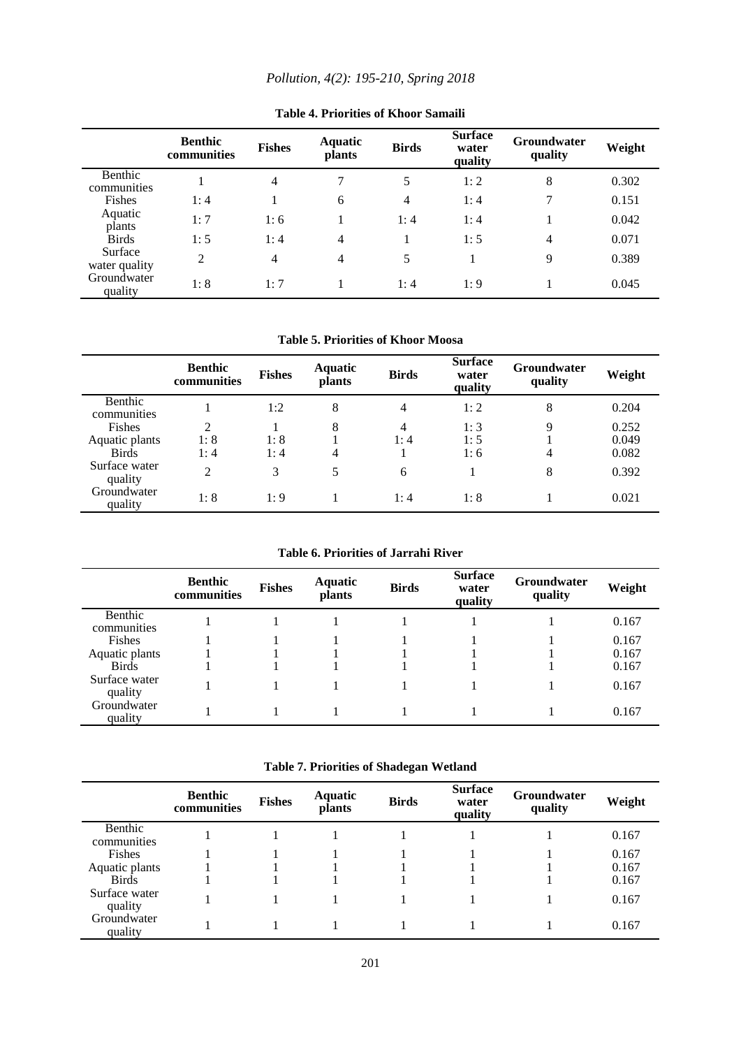**Table 4. Priorities of Khoor Samaili**

| | Benthic communities | Fishes | Aquatic plants | Birds | Surface water quality | Groundwater quality | Weight |
|---|---|---|---|---|---|---|---|
| Benthic communities | 1 | 4 | 7 | 5 | 1: 2 | 8 | 0.302 |
| Fishes | 1: 4 | 1 | 6 | 4 | 1: 4 | 7 | 0.151 |
| Aquatic plants | 1: 7 | 1: 6 | 1 | 1: 4 | 1: 4 | 1 | 0.042 |
| Birds | 1: 5 | 1: 4 | 4 | 1 | 1: 5 | 4 | 0.071 |
| Surface water quality | 2 | 4 | 4 | 5 | 1 | 9 | 0.389 |
| Groundwater quality | 1: 8 | 1: 7 | 1 | 1: 4 | 1: 9 | 1 | 0.045 |

**Table 5. Priorities of Khoor Moosa**

| | Benthic communities | Fishes | Aquatic plants | Birds | Surface water quality | Groundwater quality | Weight |
|---|---|---|---|---|---|---|---|
| Benthic communities | 1 | 1:2 | 8 | 4 | 1: 2 | 8 | 0.204 |
| Fishes | 2 | 1 | 8 | 4 | 1: 3 | 9 | 0.252 |
| Aquatic plants | 1: 8 | 1: 8 | 1 | 1: 4 | 1: 5 | 1 | 0.049 |
| Birds | 1: 4 | 1: 4 | 4 | 1 | 1: 6 | 4 | 0.082 |
| Surface water quality | 2 | 3 | 5 | 6 | 1 | 8 | 0.392 |
| Groundwater quality | 1: 8 | 1: 9 | 1 | 1: 4 | 1: 8 | 1 | 0.021 |

**Table 6. Priorities of Jarrahi River**

| | Benthic communities | Fishes | Aquatic plants | Birds | Surface water quality | Groundwater quality | Weight |
|---|---|---|---|---|---|---|---|
| Benthic communities | 1 | 1 | 1 | 1 | 1 | 1 | 0.167 |
| Fishes | 1 | 1 | 1 | 1 | 1 | 1 | 0.167 |
| Aquatic plants | 1 | 1 | 1 | 1 | 1 | 1 | 0.167 |
| Birds | 1 | 1 | 1 | 1 | 1 | 1 | 0.167 |
| Surface water quality | 1 | 1 | 1 | 1 | 1 | 1 | 0.167 |
| Groundwater quality | 1 | 1 | 1 | 1 | 1 | 1 | 0.167 |

**Table 7. Priorities of Shadegan Wetland**

| | Benthic communities | Fishes | Aquatic plants | Birds | Surface water quality | Groundwater quality | Weight |
|---|---|---|---|---|---|---|---|
| Benthic communities | 1 | 1 | 1 | 1 | 1 | 1 | 0.167 |
| Fishes | 1 | 1 | 1 | 1 | 1 | 1 | 0.167 |
| Aquatic plants | 1 | 1 | 1 | 1 | 1 | 1 | 0.167 |
| Birds | 1 | 1 | 1 | 1 | 1 | 1 | 0.167 |
| Surface water quality | 1 | 1 | 1 | 1 | 1 | 1 | 0.167 |
| Groundwater quality | 1 | 1 | 1 | 1 | 1 | 1 | 0.167 |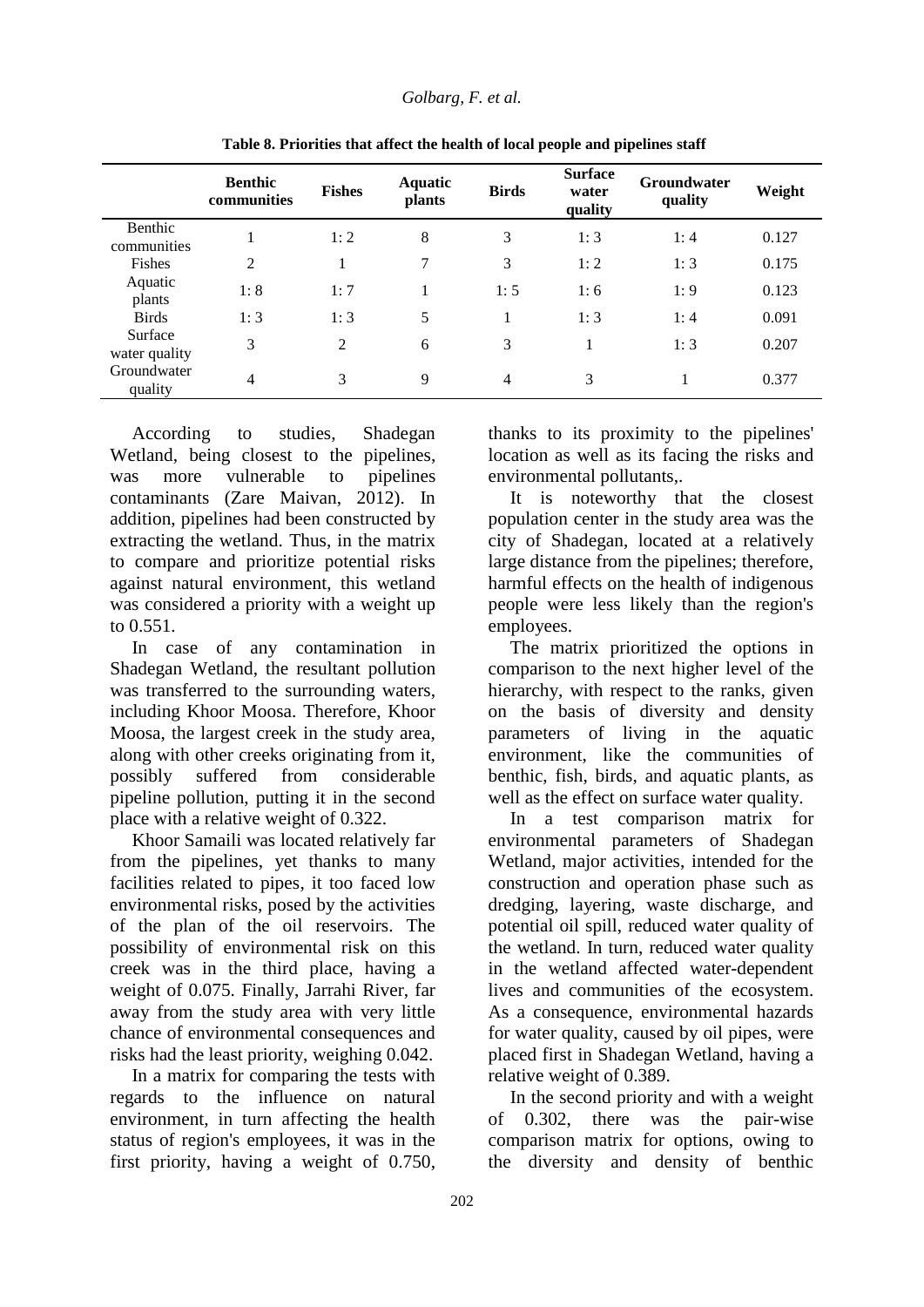**Table 8. Priorities that affect the health of local people and pipelines staff**

| | Benthic communities | Fishes | Aquatic plants | Birds | Surface water quality | Groundwater quality | Weight |
|---|---|---|---|---|---|---|---|
| Benthic communities | 1 | 1: 2 | 8 | 3 | 1: 3 | 1: 4 | 0.127 |
| Fishes | 2 | 1 | 7 | 3 | 1: 2 | 1: 3 | 0.175 |
| Aquatic plants | 1: 8 | 1: 7 | 1 | 1: 5 | 1: 6 | 1: 9 | 0.123 |
| Birds | 1: 3 | 1: 3 | 5 | 1 | 1: 3 | 1: 4 | 0.091 |
| Surface water quality | 3 | 2 | 6 | 3 | 1 | 1: 3 | 0.207 |
| Groundwater quality | 4 | 3 | 9 | 4 | 3 | 1 | 0.377 |

According to studies, Shadegan Wetland, being closest to the pipelines, was more vulnerable to pipelines contaminants (Zare Maivan, 2012). In addition, pipelines had been constructed by extracting the wetland. Thus, in the matrix to compare and prioritize potential risks against natural environment, this wetland was considered a priority with a weight up to 0.551.

In case of any contamination in Shadegan Wetland, the resultant pollution was transferred to the surrounding waters, including Khoor Moosa. Therefore, Khoor Moosa, the largest creek in the study area, along with other creeks originating from it, possibly suffered from considerable pipeline pollution, putting it in the second place with a relative weight of 0.322.

Khoor Samaili was located relatively far from the pipelines, yet thanks to many facilities related to pipes, it too faced low environmental risks, posed by the activities of the plan of the oil reservoirs. The possibility of environmental risk on this creek was in the third place, having a weight of 0.075. Finally, Jarrahi River, far away from the study area with very little chance of environmental consequences and risks had the least priority, weighing 0.042.

In a matrix for comparing the tests with regards to the influence on natural environment, in turn affecting the health status of region's employees, it was in the first priority, having a weight of 0.750, thanks to its proximity to the pipelines' location as well as its facing the risks and environmental pollutants,.

It is noteworthy that the closest population center in the study area was the city of Shadegan, located at a relatively large distance from the pipelines; therefore, harmful effects on the health of indigenous people were less likely than the region's employees.

The matrix prioritized the options in comparison to the next higher level of the hierarchy, with respect to the ranks, given on the basis of diversity and density parameters of living in the aquatic environment, like the communities of benthic, fish, birds, and aquatic plants, as well as the effect on surface water quality.

In a test comparison matrix for environmental parameters of Shadegan Wetland, major activities, intended for the construction and operation phase such as dredging, layering, waste discharge, and potential oil spill, reduced water quality of the wetland. In turn, reduced water quality in the wetland affected water-dependent lives and communities of the ecosystem. As a consequence, environmental hazards for water quality, caused by oil pipes, were placed first in Shadegan Wetland, having a relative weight of 0.389.

In the second priority and with a weight of 0.302, there was the pair-wise comparison matrix for options, owing to the diversity and density of benthic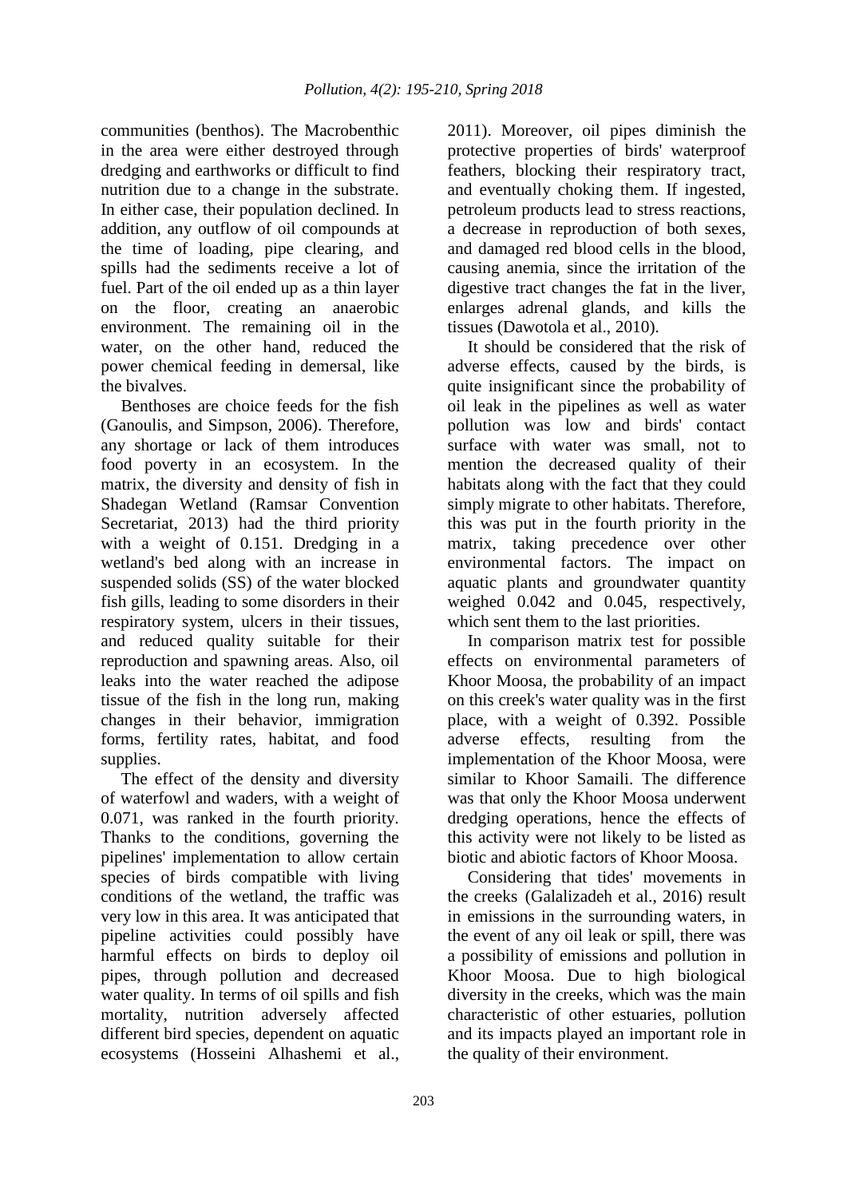communities (benthos). The Macrobenthic in the area were either destroyed through dredging and earthworks or difficult to find nutrition due to a change in the substrate. In either case, their population declined. In addition, any outflow of oil compounds at the time of loading, pipe clearing, and spills had the sediments receive a lot of fuel. Part of the oil ended up as a thin layer on the floor, creating an anaerobic environment. The remaining oil in the water, on the other hand, reduced the power chemical feeding in demersal, like the bivalves.

Benthoses are choice feeds for the fish (Ganoulis, and Simpson, 2006). Therefore, any shortage or lack of them introduces food poverty in an ecosystem. In the matrix, the diversity and density of fish in Shadegan Wetland (Ramsar Convention Secretariat, 2013) had the third priority with a weight of 0.151. Dredging in a wetland's bed along with an increase in suspended solids (SS) of the water blocked fish gills, leading to some disorders in their respiratory system, ulcers in their tissues, and reduced quality suitable for their reproduction and spawning areas. Also, oil leaks into the water reached the adipose tissue of the fish in the long run, making changes in their behavior, immigration forms, fertility rates, habitat, and food supplies.

The effect of the density and diversity of waterfowl and waders, with a weight of 0.071, was ranked in the fourth priority. Thanks to the conditions, governing the pipelines' implementation to allow certain species of birds compatible with living conditions of the wetland, the traffic was very low in this area. It was anticipated that pipeline activities could possibly have harmful effects on birds to deploy oil pipes, through pollution and decreased water quality. In terms of oil spills and fish mortality, nutrition adversely affected different bird species, dependent on aquatic ecosystems (Hosseini Alhashemi et al., 2011). Moreover, oil pipes diminish the protective properties of birds' waterproof feathers, blocking their respiratory tract, and eventually choking them. If ingested, petroleum products lead to stress reactions, a decrease in reproduction of both sexes, and damaged red blood cells in the blood, causing anemia, since the irritation of the digestive tract changes the fat in the liver, enlarges adrenal glands, and kills the tissues (Dawotola et al., 2010).

It should be considered that the risk of adverse effects, caused by the birds, is quite insignificant since the probability of oil leak in the pipelines as well as water pollution was low and birds' contact surface with water was small, not to mention the decreased quality of their habitats along with the fact that they could simply migrate to other habitats. Therefore, this was put in the fourth priority in the matrix, taking precedence over other environmental factors. The impact on aquatic plants and groundwater quantity weighed 0.042 and 0.045, respectively, which sent them to the last priorities.

In comparison matrix test for possible effects on environmental parameters of Khoor Moosa, the probability of an impact on this creek's water quality was in the first place, with a weight of 0.392. Possible adverse effects, resulting from the implementation of the Khoor Moosa, were similar to Khoor Samaili. The difference was that only the Khoor Moosa underwent dredging operations, hence the effects of this activity were not likely to be listed as biotic and abiotic factors of Khoor Moosa.

Considering that tides' movements in the creeks (Galalizadeh et al., 2016) result in emissions in the surrounding waters, in the event of any oil leak or spill, there was a possibility of emissions and pollution in Khoor Moosa. Due to high biological diversity in the creeks, which was the main characteristic of other estuaries, pollution and its impacts played an important role in the quality of their environment.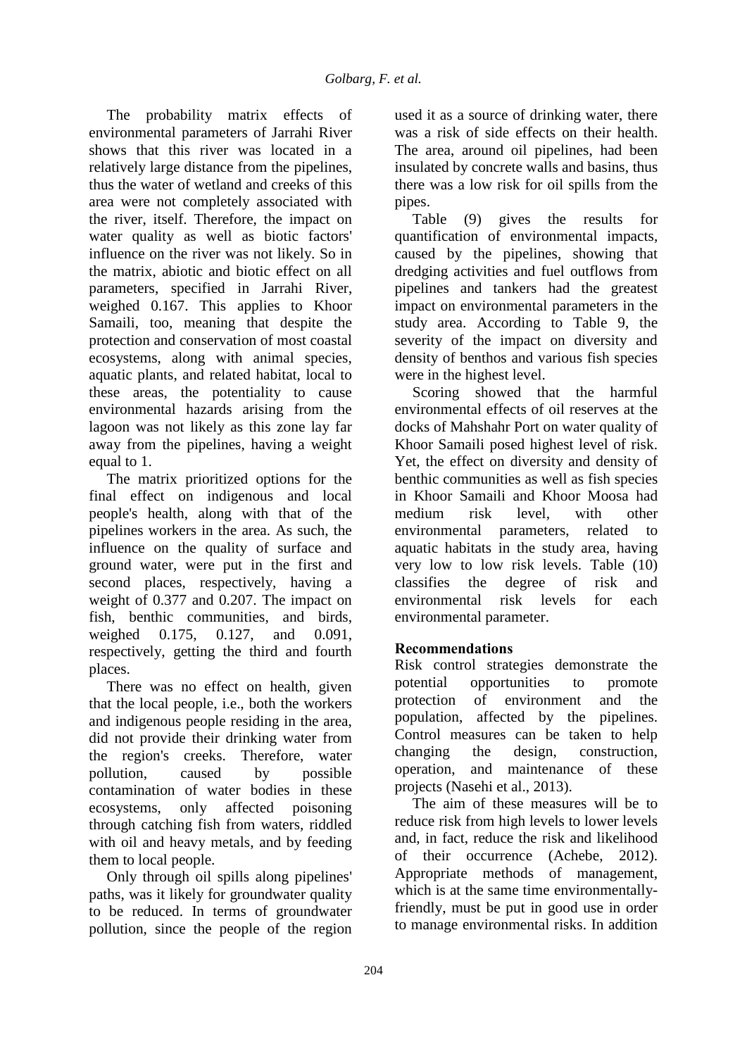The probability matrix effects of environmental parameters of Jarrahi River shows that this river was located in a relatively large distance from the pipelines, thus the water of wetland and creeks of this area were not completely associated with the river, itself. Therefore, the impact on water quality as well as biotic factors' influence on the river was not likely. So in the matrix, abiotic and biotic effect on all parameters, specified in Jarrahi River, weighed 0.167. This applies to Khoor Samaili, too, meaning that despite the protection and conservation of most coastal ecosystems, along with animal species, aquatic plants, and related habitat, local to these areas, the potentiality to cause environmental hazards arising from the lagoon was not likely as this zone lay far away from the pipelines, having a weight equal to 1.

The matrix prioritized options for the final effect on indigenous and local people's health, along with that of the pipelines workers in the area. As such, the influence on the quality of surface and ground water, were put in the first and second places, respectively, having a weight of 0.377 and 0.207. The impact on fish, benthic communities, and birds, weighed 0.175, 0.127, and 0.091, respectively, getting the third and fourth places.

There was no effect on health, given that the local people, i.e., both the workers and indigenous people residing in the area, did not provide their drinking water from the region's creeks. Therefore, water pollution, caused by possible contamination of water bodies in these ecosystems, only affected poisoning through catching fish from waters, riddled with oil and heavy metals, and by feeding them to local people.

Only through oil spills along pipelines' paths, was it likely for groundwater quality to be reduced. In terms of groundwater pollution, since the people of the region used it as a source of drinking water, there was a risk of side effects on their health. The area, around oil pipelines, had been insulated by concrete walls and basins, thus there was a low risk for oil spills from the pipes.

Table (9) gives the results for quantification of environmental impacts, caused by the pipelines, showing that dredging activities and fuel outflows from pipelines and tankers had the greatest impact on environmental parameters in the study area. According to Table 9, the severity of the impact on diversity and density of benthos and various fish species were in the highest level.

Scoring showed that the harmful environmental effects of oil reserves at the docks of Mahshahr Port on water quality of Khoor Samaili posed highest level of risk. Yet, the effect on diversity and density of benthic communities as well as fish species in Khoor Samaili and Khoor Moosa had medium risk level, with other environmental parameters, related to aquatic habitats in the study area, having very low to low risk levels. Table (10) classifies the degree of risk and environmental risk levels for each environmental parameter.

## Recommendations

Risk control strategies demonstrate the potential opportunities to promote protection of environment and the population, affected by the pipelines. Control measures can be taken to help changing the design, construction, operation, and maintenance of these projects (Nasehi et al., 2013).

The aim of these measures will be to reduce risk from high levels to lower levels and, in fact, reduce the risk and likelihood of their occurrence (Achebe, 2012). Appropriate methods of management, which is at the same time environmentally-friendly, must be put in good use in order to manage environmental risks. In addition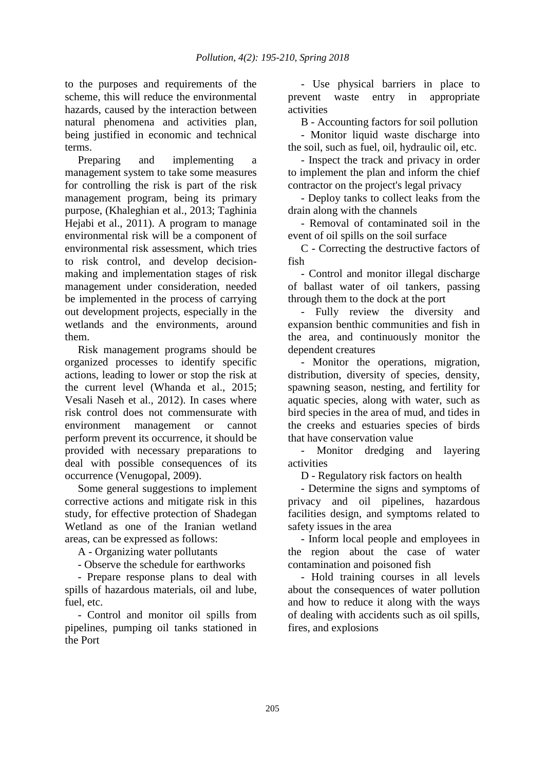to the purposes and requirements of the scheme, this will reduce the environmental hazards, caused by the interaction between natural phenomena and activities plan, being justified in economic and technical terms.

Preparing and implementing a management system to take some measures for controlling the risk is part of the risk management program, being its primary purpose, (Khaleghian et al., 2013; Taghinia Hejabi et al., 2011). A program to manage environmental risk will be a component of environmental risk assessment, which tries to risk control, and develop decision-making and implementation stages of risk management under consideration, needed be implemented in the process of carrying out development projects, especially in the wetlands and the environments, around them.

Risk management programs should be organized processes to identify specific actions, leading to lower or stop the risk at the current level (Whanda et al., 2015; Vesali Naseh et al., 2012). In cases where risk control does not commensurate with environment management or cannot perform prevent its occurrence, it should be provided with necessary preparations to deal with possible consequences of its occurrence (Venugopal, 2009).

Some general suggestions to implement corrective actions and mitigate risk in this study, for effective protection of Shadegan Wetland as one of the Iranian wetland areas, can be expressed as follows:

A - Organizing water pollutants

- Observe the schedule for earthworks
- Prepare response plans to deal with spills of hazardous materials, oil and lube, fuel, etc.
- Control and monitor oil spills from pipelines, pumping oil tanks stationed in the Port
- Use physical barriers in place to prevent waste entry in appropriate activities

B - Accounting factors for soil pollution

- Monitor liquid waste discharge into the soil, such as fuel, oil, hydraulic oil, etc.
- Inspect the track and privacy in order to implement the plan and inform the chief contractor on the project's legal privacy
- Deploy tanks to collect leaks from the drain along with the channels
- Removal of contaminated soil in the event of oil spills on the soil surface

C - Correcting the destructive factors of fish

- Control and monitor illegal discharge of ballast water of oil tankers, passing through them to the dock at the port
- Fully review the diversity and expansion benthic communities and fish in the area, and continuously monitor the dependent creatures
- Monitor the operations, migration, distribution, diversity of species, density, spawning season, nesting, and fertility for aquatic species, along with water, such as bird species in the area of mud, and tides in the creeks and estuaries species of birds that have conservation value
- Monitor dredging and layering activities

D - Regulatory risk factors on health

- Determine the signs and symptoms of privacy and oil pipelines, hazardous facilities design, and symptoms related to safety issues in the area
- Inform local people and employees in the region about the case of water contamination and poisoned fish
- Hold training courses in all levels about the consequences of water pollution and how to reduce it along with the ways of dealing with accidents such as oil spills, fires, and explosions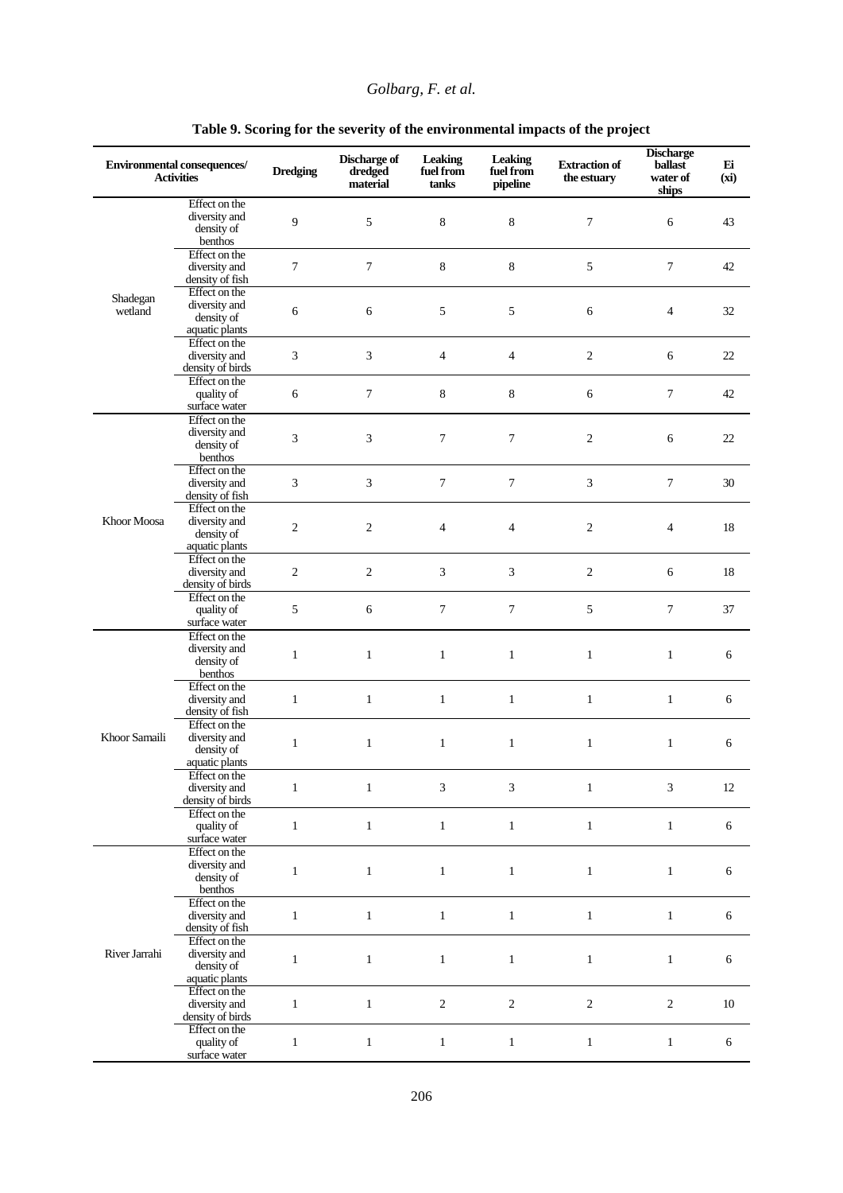**Table 9. Scoring for the severity of the environmental impacts of the project**

| Environmental consequences/ Activities | | Dredging | Discharge of dredged material | Leaking fuel from tanks | Leaking fuel from pipeline | Extraction of the estuary | Discharge ballast water of ships | Ei (xi) |
|---|---|---|---|---|---|---|---|---|
| Shadegan wetland | Effect on the diversity and density of benthos | 9 | 5 | 8 | 8 | 7 | 6 | 43 |
| | Effect on the diversity and density of fish | 7 | 7 | 8 | 8 | 5 | 7 | 42 |
| | Effect on the diversity and density of aquatic plants | 6 | 6 | 5 | 5 | 6 | 4 | 32 |
| | Effect on the diversity and density of birds | 3 | 3 | 4 | 4 | 2 | 6 | 22 |
| | Effect on the quality of surface water | 6 | 7 | 8 | 8 | 6 | 7 | 42 |
| Khoor Moosa | Effect on the diversity and density of benthos | 3 | 3 | 7 | 7 | 2 | 6 | 22 |
| | Effect on the diversity and density of fish | 3 | 3 | 7 | 7 | 3 | 7 | 30 |
| | Effect on the diversity and density of aquatic plants | 2 | 2 | 4 | 4 | 2 | 4 | 18 |
| | Effect on the diversity and density of birds | 2 | 2 | 3 | 3 | 2 | 6 | 18 |
| | Effect on the quality of surface water | 5 | 6 | 7 | 7 | 5 | 7 | 37 |
| Khoor Samaili | Effect on the diversity and density of benthos | 1 | 1 | 1 | 1 | 1 | 1 | 6 |
| | Effect on the diversity and density of fish | 1 | 1 | 1 | 1 | 1 | 1 | 6 |
| | Effect on the diversity and density of aquatic plants | 1 | 1 | 1 | 1 | 1 | 1 | 6 |
| | Effect on the diversity and density of birds | 1 | 1 | 3 | 3 | 1 | 3 | 12 |
| | Effect on the quality of surface water | 1 | 1 | 1 | 1 | 1 | 1 | 6 |
| River Jarrahi | Effect on the diversity and density of benthos | 1 | 1 | 1 | 1 | 1 | 1 | 6 |
| | Effect on the diversity and density of fish | 1 | 1 | 1 | 1 | 1 | 1 | 6 |
| | Effect on the diversity and density of aquatic plants | 1 | 1 | 1 | 1 | 1 | 1 | 6 |
| | Effect on the diversity and density of birds | 1 | 1 | 2 | 2 | 2 | 2 | 10 |
| | Effect on the quality of surface water | 1 | 1 | 1 | 1 | 1 | 1 | 6 |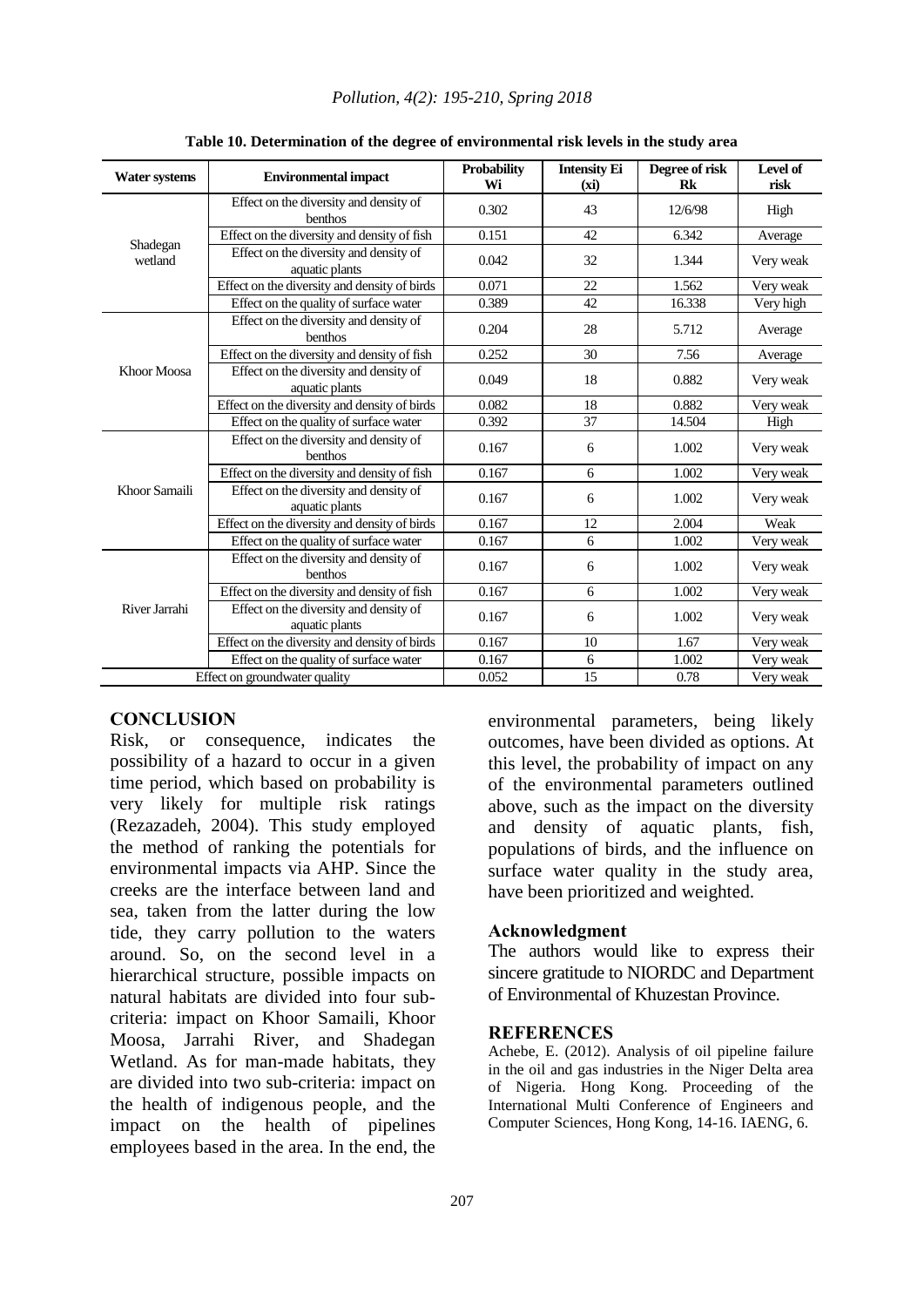**Table 10. Determination of the degree of environmental risk levels in the study area**

| Water systems | Environmental impact | Probability Wi | Intensity Ei (xi) | Degree of risk Rk | Level of risk |
|---|---|---|---|---|---|
| Shadegan wetland | Effect on the diversity and density of benthos | 0.302 | 43 | 12/6/98 | High |
| | Effect on the diversity and density of fish | 0.151 | 42 | 6.342 | Average |
| | Effect on the diversity and density of aquatic plants | 0.042 | 32 | 1.344 | Very weak |
| | Effect on the diversity and density of birds | 0.071 | 22 | 1.562 | Very weak |
| | Effect on the quality of surface water | 0.389 | 42 | 16.338 | Very high |
| Khoor Moosa | Effect on the diversity and density of benthos | 0.204 | 28 | 5.712 | Average |
| | Effect on the diversity and density of fish | 0.252 | 30 | 7.56 | Average |
| | Effect on the diversity and density of aquatic plants | 0.049 | 18 | 0.882 | Very weak |
| | Effect on the diversity and density of birds | 0.082 | 18 | 0.882 | Very weak |
| | Effect on the quality of surface water | 0.392 | 37 | 14.504 | High |
| Khoor Samaili | Effect on the diversity and density of benthos | 0.167 | 6 | 1.002 | Very weak |
| | Effect on the diversity and density of fish | 0.167 | 6 | 1.002 | Very weak |
| | Effect on the diversity and density of aquatic plants | 0.167 | 6 | 1.002 | Very weak |
| | Effect on the diversity and density of birds | 0.167 | 12 | 2.004 | Weak |
| | Effect on the quality of surface water | 0.167 | 6 | 1.002 | Very weak |
| River Jarrahi | Effect on the diversity and density of benthos | 0.167 | 6 | 1.002 | Very weak |
| | Effect on the diversity and density of fish | 0.167 | 6 | 1.002 | Very weak |
| | Effect on the diversity and density of aquatic plants | 0.167 | 6 | 1.002 | Very weak |
| | Effect on the diversity and density of birds | 0.167 | 10 | 1.67 | Very weak |
| | Effect on the quality of surface water | 0.167 | 6 | 1.002 | Very weak |
| Effect on groundwater quality | | 0.052 | 15 | 0.78 | Very weak |

## CONCLUSION

Risk, or consequence, indicates the possibility of a hazard to occur in a given time period, which based on probability is very likely for multiple risk ratings (Rezazadeh, 2004). This study employed the method of ranking the potentials for environmental impacts via AHP. Since the creeks are the interface between land and sea, taken from the latter during the low tide, they carry pollution to the waters around. So, on the second level in a hierarchical structure, possible impacts on natural habitats are divided into four sub-criteria: impact on Khoor Samaili, Khoor Moosa, Jarrahi River, and Shadegan Wetland. As for man-made habitats, they are divided into two sub-criteria: impact on the health of indigenous people, and the impact on the health of pipelines employees based in the area. In the end, the environmental parameters, being likely outcomes, have been divided as options. At this level, the probability of impact on any of the environmental parameters outlined above, such as the impact on the diversity and density of aquatic plants, fish, populations of birds, and the influence on surface water quality in the study area, have been prioritized and weighted.

### Acknowledgment

The authors would like to express their sincere gratitude to NIORDC and Department of Environmental of Khuzestan Province.

## REFERENCES

Achebe, E. (2012). Analysis of oil pipeline failure in the oil and gas industries in the Niger Delta area of Nigeria. Hong Kong. Proceeding of the International Multi Conference of Engineers and Computer Sciences, Hong Kong, 14-16. IAENG, 6.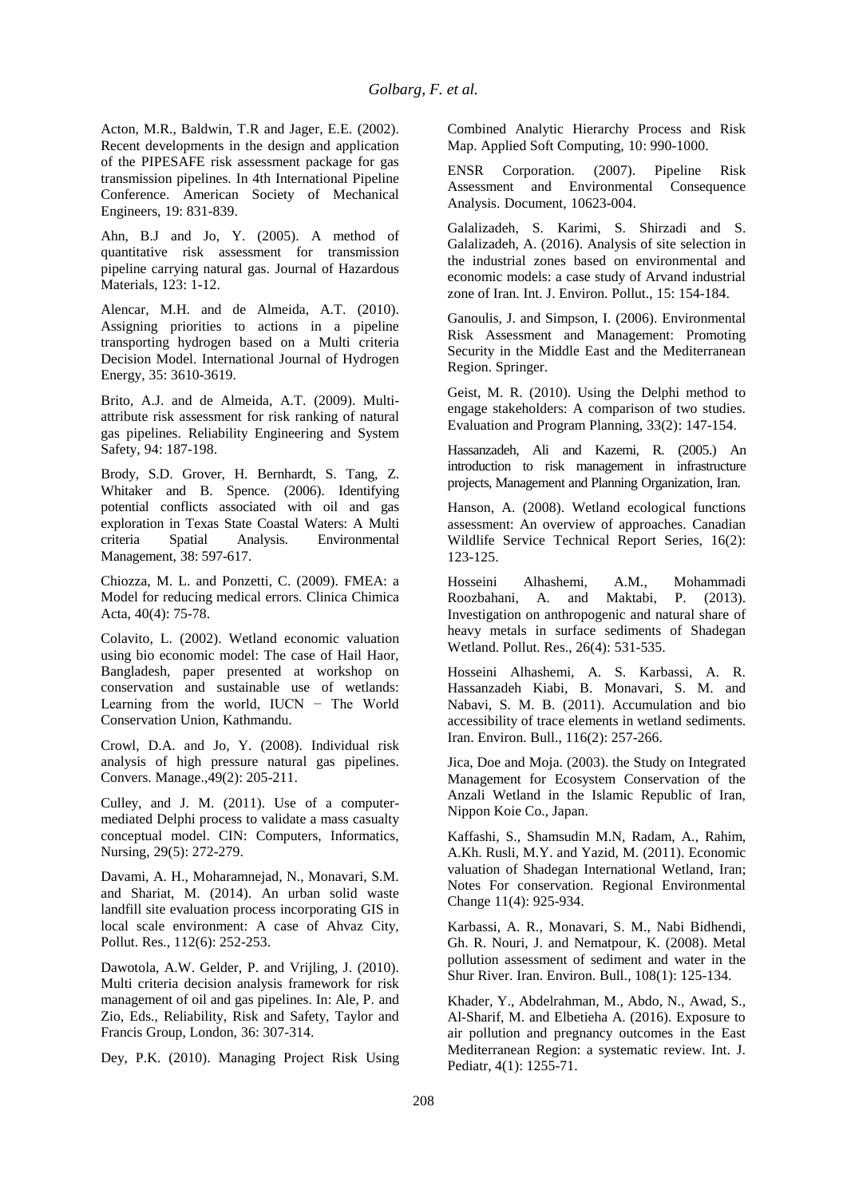Acton, M.R., Baldwin, T.R and Jager, E.E. (2002). Recent developments in the design and application of the PIPESAFE risk assessment package for gas transmission pipelines. In 4th International Pipeline Conference. American Society of Mechanical Engineers, 19: 831-839.

Ahn, B.J and Jo, Y. (2005). A method of quantitative risk assessment for transmission pipeline carrying natural gas. Journal of Hazardous Materials, 123: 1-12.

Alencar, M.H. and de Almeida, A.T. (2010). Assigning priorities to actions in a pipeline transporting hydrogen based on a Multi criteria Decision Model. International Journal of Hydrogen Energy, 35: 3610-3619.

Brito, A.J. and de Almeida, A.T. (2009). Multi-attribute risk assessment for risk ranking of natural gas pipelines. Reliability Engineering and System Safety, 94: 187-198.

Brody, S.D. Grover, H. Bernhardt, S. Tang, Z. Whitaker and B. Spence. (2006). Identifying potential conflicts associated with oil and gas exploration in Texas State Coastal Waters: A Multi criteria Spatial Analysis. Environmental Management, 38: 597-617.

Chiozza, M. L. and Ponzetti, C. (2009). FMEA: a Model for reducing medical errors. Clinica Chimica Acta, 40(4): 75-78.

Colavito, L. (2002). Wetland economic valuation using bio economic model: The case of Hail Haor, Bangladesh, paper presented at workshop on conservation and sustainable use of wetlands: Learning from the world, IUCN − The World Conservation Union, Kathmandu.

Crowl, D.A. and Jo, Y. (2008). Individual risk analysis of high pressure natural gas pipelines. Convers. Manage.,49(2): 205-211.

Culley, and J. M. (2011). Use of a computer-mediated Delphi process to validate a mass casualty conceptual model. CIN: Computers, Informatics, Nursing, 29(5): 272-279.

Davami, A. H., Moharamnejad, N., Monavari, S.M. and Shariat, M. (2014). An urban solid waste landfill site evaluation process incorporating GIS in local scale environment: A case of Ahvaz City, Pollut. Res., 112(6): 252-253.

Dawotola, A.W. Gelder, P. and Vrijling, J. (2010). Multi criteria decision analysis framework for risk management of oil and gas pipelines. In: Ale, P. and Zio, Eds., Reliability, Risk and Safety, Taylor and Francis Group, London, 36: 307-314.

Dey, P.K. (2010). Managing Project Risk Using Combined Analytic Hierarchy Process and Risk Map. Applied Soft Computing, 10: 990-1000.

ENSR Corporation. (2007). Pipeline Risk Assessment and Environmental Consequence Analysis. Document, 10623-004.

Galalizadeh, S. Karimi, S. Shirzadi and S. Galalizadeh, A. (2016). Analysis of site selection in the industrial zones based on environmental and economic models: a case study of Arvand industrial zone of Iran. Int. J. Environ. Pollut., 15: 154-184.

Ganoulis, J. and Simpson, I. (2006). Environmental Risk Assessment and Management: Promoting Security in the Middle East and the Mediterranean Region. Springer.

Geist, M. R. (2010). Using the Delphi method to engage stakeholders: A comparison of two studies. Evaluation and Program Planning, 33(2): 147-154.

Hassanzadeh, Ali and Kazemi, R. (2005.) An introduction to risk management in infrastructure projects, Management and Planning Organization, Iran.

Hanson, A. (2008). Wetland ecological functions assessment: An overview of approaches. Canadian Wildlife Service Technical Report Series, 16(2): 123-125.

Hosseini Alhashemi, A.M., Mohammadi Roozbahani, A. and Maktabi, P. (2013). Investigation on anthropogenic and natural share of heavy metals in surface sediments of Shadegan Wetland. Pollut. Res., 26(4): 531-535.

Hosseini Alhashemi, A. S. Karbassi, A. R. Hassanzadeh Kiabi, B. Monavari, S. M. and Nabavi, S. M. B. (2011). Accumulation and bio accessibility of trace elements in wetland sediments. Iran. Environ. Bull., 116(2): 257-266.

Jica, Doe and Moja. (2003). the Study on Integrated Management for Ecosystem Conservation of the Anzali Wetland in the Islamic Republic of Iran, Nippon Koie Co., Japan.

Kaffashi, S., Shamsudin M.N, Radam, A., Rahim, A.Kh. Rusli, M.Y. and Yazid, M. (2011). Economic valuation of Shadegan International Wetland, Iran; Notes For conservation. Regional Environmental Change 11(4): 925-934.

Karbassi, A. R., Monavari, S. M., Nabi Bidhendi, Gh. R. Nouri, J. and Nematpour, K. (2008). Metal pollution assessment of sediment and water in the Shur River. Iran. Environ. Bull., 108(1): 125-134.

Khader, Y., Abdelrahman, M., Abdo, N., Awad, S., Al-Sharif, M. and Elbetieha A. (2016). Exposure to air pollution and pregnancy outcomes in the East Mediterranean Region: a systematic review. Int. J. Pediatr, 4(1): 1255-71.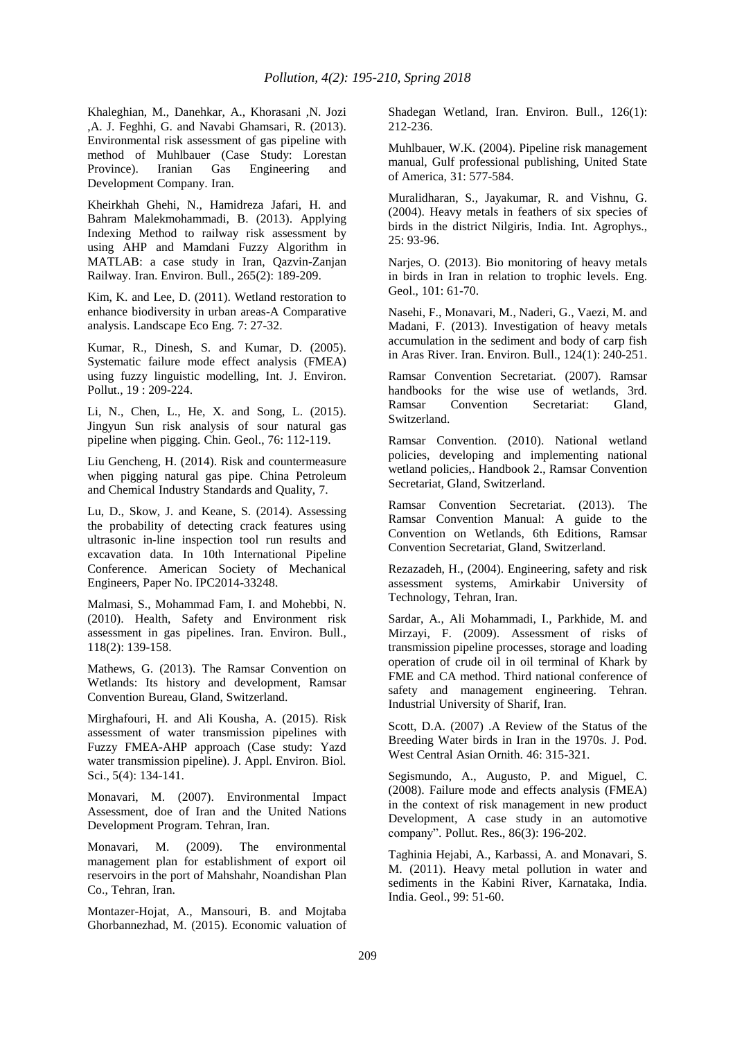Khaleghian, M., Danehkar, A., Khorasani ,N. Jozi ,A. J. Feghhi, G. and Navabi Ghamsari, R. (2013). Environmental risk assessment of gas pipeline with method of Muhlbauer (Case Study: Lorestan Province). Iranian Gas Engineering and Development Company. Iran.

Kheirkhah Ghehi, N., Hamidreza Jafari, H. and Bahram Malekmohammadi, B. (2013). Applying Indexing Method to railway risk assessment by using AHP and Mamdani Fuzzy Algorithm in MATLAB: a case study in Iran, Qazvin-Zanjan Railway. Iran. Environ. Bull., 265(2): 189-209.

Kim, K. and Lee, D. (2011). Wetland restoration to enhance biodiversity in urban areas-A Comparative analysis. Landscape Eco Eng. 7: 27-32.

Kumar, R., Dinesh, S. and Kumar, D. (2005). Systematic failure mode effect analysis (FMEA) using fuzzy linguistic modelling, Int. J. Environ. Pollut., 19 : 209-224.

Li, N., Chen, L., He, X. and Song, L. (2015). Jingyun Sun risk analysis of sour natural gas pipeline when pigging. Chin. Geol., 76: 112-119.

Liu Gencheng, H. (2014). Risk and countermeasure when pigging natural gas pipe. China Petroleum and Chemical Industry Standards and Quality, 7.

Lu, D., Skow, J. and Keane, S. (2014). Assessing the probability of detecting crack features using ultrasonic in-line inspection tool run results and excavation data. In 10th International Pipeline Conference. American Society of Mechanical Engineers, Paper No. IPC2014-33248.

Malmasi, S., Mohammad Fam, I. and Mohebbi, N. (2010). Health, Safety and Environment risk assessment in gas pipelines. Iran. Environ. Bull., 118(2): 139-158.

Mathews, G. (2013). The Ramsar Convention on Wetlands: Its history and development, Ramsar Convention Bureau, Gland, Switzerland.

Mirghafouri, H. and Ali Kousha, A. (2015). Risk assessment of water transmission pipelines with Fuzzy FMEA-AHP approach (Case study: Yazd water transmission pipeline). J. Appl. Environ. Biol. Sci., 5(4): 134-141.

Monavari, M. (2007). Environmental Impact Assessment, doe of Iran and the United Nations Development Program. Tehran, Iran.

Monavari, M. (2009). The environmental management plan for establishment of export oil reservoirs in the port of Mahshahr, Noandishan Plan Co., Tehran, Iran.

Montazer-Hojat, A., Mansouri, B. and Mojtaba Ghorbannezhad, M. (2015). Economic valuation of Shadegan Wetland, Iran. Environ. Bull., 126(1): 212-236.

Muhlbauer, W.K. (2004). Pipeline risk management manual, Gulf professional publishing, United State of America, 31: 577-584.

Muralidharan, S., Jayakumar, R. and Vishnu, G. (2004). Heavy metals in feathers of six species of birds in the district Nilgiris, India. Int. Agrophys., 25: 93-96.

Narjes, O. (2013). Bio monitoring of heavy metals in birds in Iran in relation to trophic levels. Eng. Geol., 101: 61-70.

Nasehi, F., Monavari, M., Naderi, G., Vaezi, M. and Madani, F. (2013). Investigation of heavy metals accumulation in the sediment and body of carp fish in Aras River. Iran. Environ. Bull., 124(1): 240-251.

Ramsar Convention Secretariat. (2007). Ramsar handbooks for the wise use of wetlands, 3rd. Ramsar Convention Secretariat: Gland, Switzerland.

Ramsar Convention. (2010). National wetland policies, developing and implementing national wetland policies,. Handbook 2., Ramsar Convention Secretariat, Gland, Switzerland.

Ramsar Convention Secretariat. (2013). The Ramsar Convention Manual: A guide to the Convention on Wetlands, 6th Editions, Ramsar Convention Secretariat, Gland, Switzerland.

Rezazadeh, H., (2004). Engineering, safety and risk assessment systems, Amirkabir University of Technology, Tehran, Iran.

Sardar, A., Ali Mohammadi, I., Parkhide, M. and Mirzayi, F. (2009). Assessment of risks of transmission pipeline processes, storage and loading operation of crude oil in oil terminal of Khark by FME and CA method. Third national conference of safety and management engineering. Tehran. Industrial University of Sharif, Iran.

Scott, D.A. (2007) .A Review of the Status of the Breeding Water birds in Iran in the 1970s. J. Pod. West Central Asian Ornith. 46: 315-321.

Segismundo, A., Augusto, P. and Miguel, C. (2008). Failure mode and effects analysis (FMEA) in the context of risk management in new product Development, A case study in an automotive company". Pollut. Res., 86(3): 196-202.

Taghinia Hejabi, A., Karbassi, A. and Monavari, S. M. (2011). Heavy metal pollution in water and sediments in the Kabini River, Karnataka, India. India. Geol., 99: 51-60.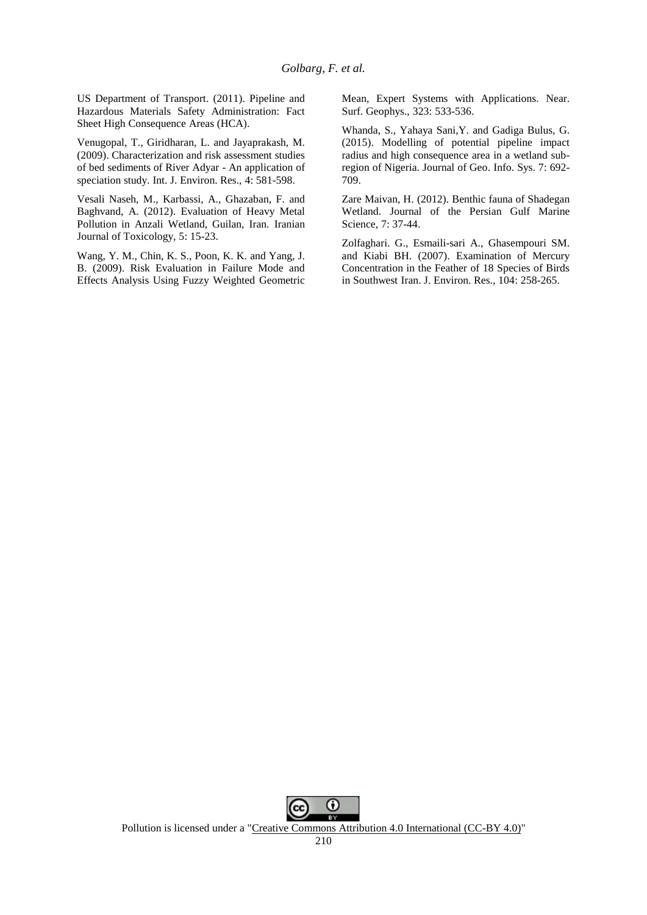US Department of Transport. (2011). Pipeline and Hazardous Materials Safety Administration: Fact Sheet High Consequence Areas (HCA).

Venugopal, T., Giridharan, L. and Jayaprakash, M. (2009). Characterization and risk assessment studies of bed sediments of River Adyar - An application of speciation study. Int. J. Environ. Res., 4: 581-598.

Vesali Naseh, M., Karbassi, A., Ghazaban, F. and Baghvand, A. (2012). Evaluation of Heavy Metal Pollution in Anzali Wetland, Guilan, Iran. Iranian Journal of Toxicology, 5: 15-23.

Wang, Y. M., Chin, K. S., Poon, K. K. and Yang, J. B. (2009). Risk Evaluation in Failure Mode and Effects Analysis Using Fuzzy Weighted Geometric Mean, Expert Systems with Applications. Near. Surf. Geophys., 323: 533-536.

Whanda, S., Yahaya Sani,Y. and Gadiga Bulus, G. (2015). Modelling of potential pipeline impact radius and high consequence area in a wetland sub-region of Nigeria. Journal of Geo. Info. Sys. 7: 692-709.

Zare Maivan, H. (2012). Benthic fauna of Shadegan Wetland. Journal of the Persian Gulf Marine Science, 7: 37-44.

Zolfaghari. G., Esmaili-sari A., Ghasempouri SM. and Kiabi BH. (2007). Examination of Mercury Concentration in the Feather of 18 Species of Birds in Southwest Iran. J. Environ. Res., 104: 258-265.

Pollution is licensed under a "Creative Commons Attribution 4.0 International (CC-BY 4.0)"